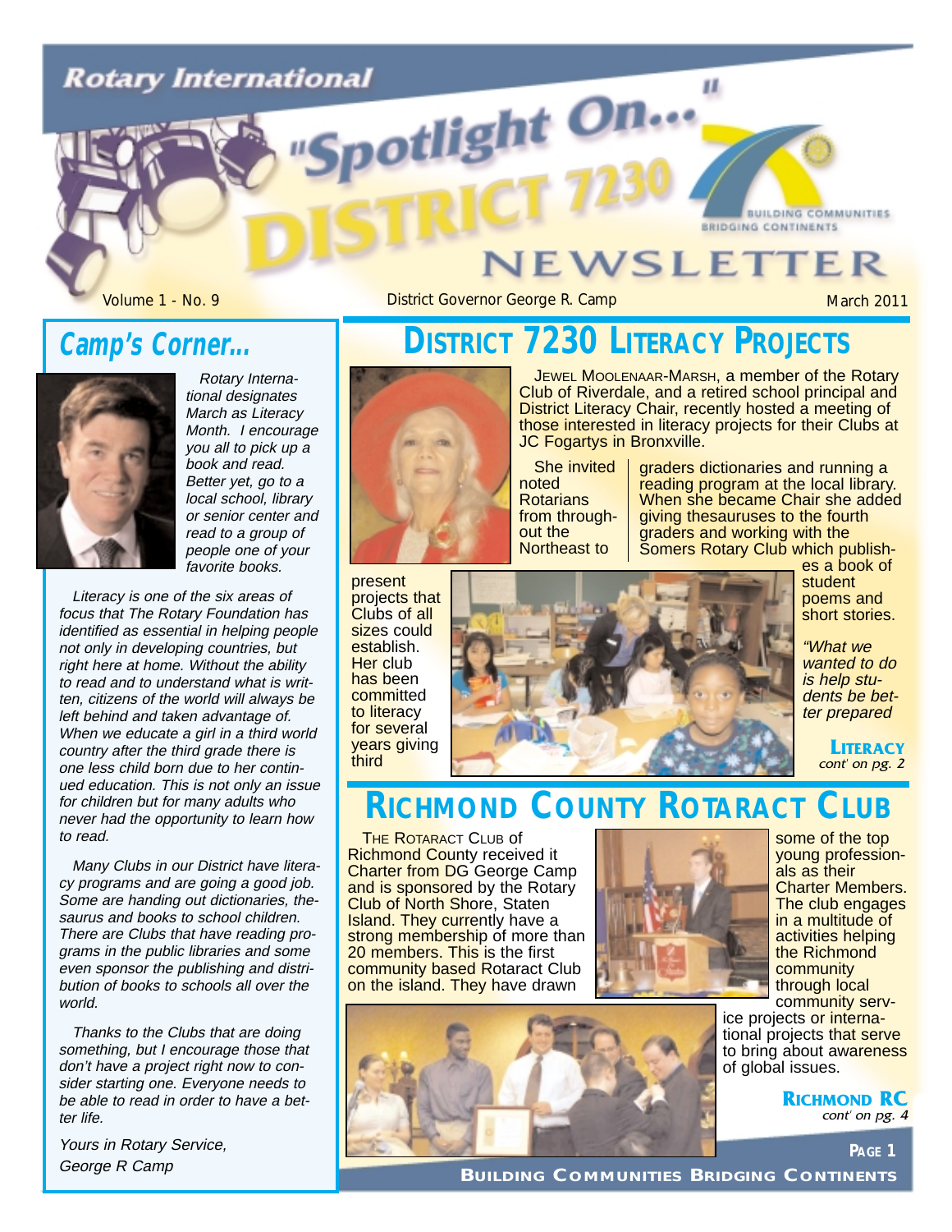# Rotary International "Spotlight On..." DISTRICT 7230 NEWSLETTER

BUILDING COMMUNITIES BRIDGING CONTINENTS

Volume 1 - No. 9 | District Governor George R. Camp | March 2011

## Camp's Corner...

*Rotary International designates March as Literacy Month. I encourage you all to pick up a book and read. Better yet, go to a local school, library or senior center and read to a group of people one of your favorite books.*

*Literacy is one of the six areas of focus that The Rotary Foundation has identified as essential in helping people not only in developing countries, but right here at home. Without the ability to read and to understand what is written, citizens of the world will always be left behind and taken advantage of. When we educate a girl in a third world country after the third grade there is one less child born due to her continued education. This is not only an issue for children but for many adults who never had the opportunity to learn how to read.*

*Many Clubs in our District have literacy programs and are going a good job. Some are handing out dictionaries, thesaurus and books to school children. There are Clubs that have reading programs in the public libraries and some even sponsor the publishing and distribution of books to schools all over the world.*

*Thanks to the Clubs that are doing something, but I encourage those that don't have a project right now to consider starting one. Everyone needs to be able to read in order to have a better life.*

*Yours in Rotary Service,*
*George R Camp*

## DISTRICT 7230 LITERACY PROJECTS

JEWEL MOOLENAAR-MARSH, a member of the Rotary Club of Riverdale, and a retired school principal and District Literacy Chair, recently hosted a meeting of those interested in literacy projects for their Clubs at JC Fogartys in Bronxville.

She invited noted Rotarians from throughout the Northeast to present projects that Clubs of all sizes could establish. Her club has been committed to literacy for several years giving third graders dictionaries and running a reading program at the local library. When she became Chair she added giving thesauruses to the fourth graders and working with the Somers Rotary Club which publishes a book of student poems and short stories.

*"What we wanted to do is help students be better prepared*

**LITERACY** *cont' on pg. 2*

## RICHMOND COUNTY ROTARACT CLUB

THE ROTARACT CLUB of Richmond County received it Charter from DG George Camp and is sponsored by the Rotary Club of North Shore, Staten Island. They currently have a strong membership of more than 20 members. This is the first community based Rotaract Club on the island. They have drawn some of the top young professionals as their Charter Members. The club engages in a multitude of activities helping the Richmond community through local community service projects or international projects that serve to bring about awareness of global issues.

**RICHMOND RC** *cont' on pg. 4*

BUILDING COMMUNITIES BRIDGING CONTINENTS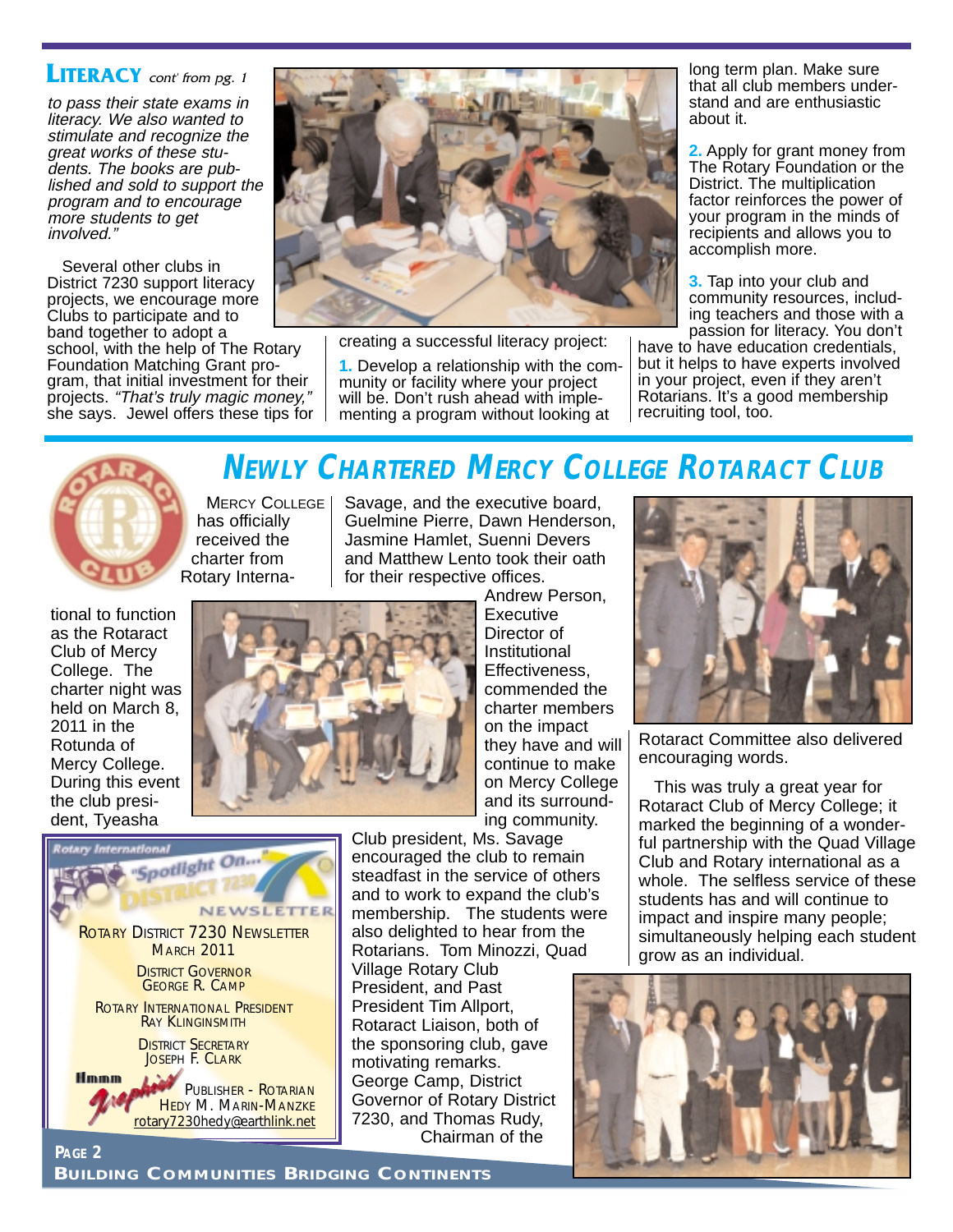## LITERACY *cont' from pg. 1*

*to pass their state exams in literacy. We also wanted to stimulate and recognize the great works of these students. The books are published and sold to support the program and to encourage more students to get involved."*

Several other clubs in District 7230 support literacy projects, we encourage more Clubs to participate and to band together to adopt a school, with the help of The Rotary Foundation Matching Grant program, that initial investment for their projects. *"That's truly magic money,"* she says. Jewel offers these tips for creating a successful literacy project:

**1.** Develop a relationship with the community or facility where your project will be. Don't rush ahead with implementing a program without looking at long term plan. Make sure that all club members understand and are enthusiastic about it.

**2.** Apply for grant money from The Rotary Foundation or the District. The multiplication factor reinforces the power of your program in the minds of recipients and allows you to accomplish more.

**3.** Tap into your club and community resources, including teachers and those with a passion for literacy. You don't have to have education credentials, but it helps to have experts involved in your project, even if they aren't Rotarians. It's a good membership recruiting tool, too.

## NEWLY CHARTERED MERCY COLLEGE ROTARACT CLUB

MERCY COLLEGE has officially received the charter from Rotary International to function as the Rotaract Club of Mercy College. The charter night was held on March 8, 2011 in the Rotunda of Mercy College. During this event the club president, Tyeasha Savage, and the executive board, Guelmine Pierre, Dawn Henderson, Jasmine Hamlet, Suenni Devers and Matthew Lento took their oath for their respective offices.

Andrew Person, Executive Director of Institutional Effectiveness, commended the charter members on the impact they have and will continue to make on Mercy College and its surrounding community.

Club president, Ms. Savage encouraged the club to remain steadfast in the service of others and to work to expand the club's membership. The students were also delighted to hear from the Rotarians. Tom Minozzi, Quad Village Rotary Club President, and Past President Tim Allport, Rotaract Liaison, both of the sponsoring club, gave motivating remarks. George Camp, District Governor of Rotary District 7230, and Thomas Rudy, Chairman of the Rotaract Committee also delivered encouraging words.

This was truly a great year for Rotaract Club of Mercy College; it marked the beginning of a wonderful partnership with the Quad Village Club and Rotary international as a whole. The selfless service of these students has and will continue to impact and inspire many people; simultaneously helping each student grow as an individual.

---

Rotary International "Spotlight On... District 7230" NEWSLETTER

ROTARY DISTRICT 7230 NEWSLETTER
MARCH 2011

DISTRICT GOVERNOR
GEORGE R. CAMP

ROTARY INTERNATIONAL PRESIDENT
RAY KLINGINSMITH

DISTRICT SECRETARY
JOSEPH F. CLARK

Hmmm Graphics — PUBLISHER - ROTARIAN
HEDY M. MARIN-MANZKE
rotary7230hedy@earthlink.net

**BUILDING COMMUNITIES BRIDGING CONTINENTS**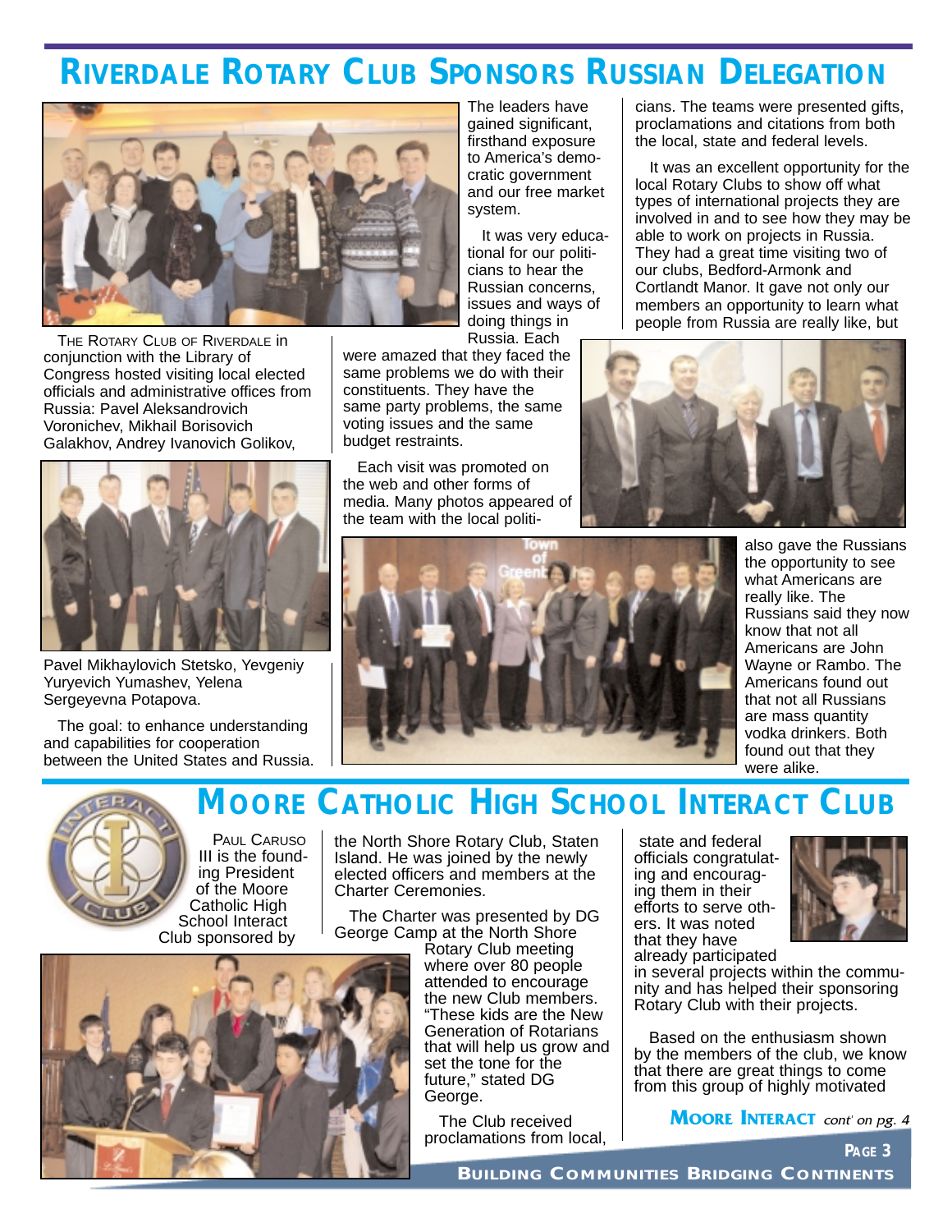# Riverdale Rotary Club Sponsors Russian Delegation

The Rotary Club of Riverdale in conjunction with the Library of Congress hosted visiting local elected officials and administrative offices from Russia: Pavel Aleksandrovich Voronichev, Mikhail Borisovich Galakhov, Andrey Ivanovich Golikov, Pavel Mikhaylovich Stetsko, Yevgeniy Yuryevich Yumashev, Yelena Sergeyevna Potapova.

The goal: to enhance understanding and capabilities for cooperation between the United States and Russia.

The leaders have gained significant, firsthand exposure to America's democratic government and our free market system.

It was very educational for our politicians to hear the Russian concerns, issues and ways of doing things in Russia. Each were amazed that they faced the same problems we do with their constituents. They have the same party problems, the same voting issues and the same budget restraints.

Each visit was promoted on the web and other forms of media. Many photos appeared of the team with the local politicians. The teams were presented gifts, proclamations and citations from both the local, state and federal levels.

It was an excellent opportunity for the local Rotary Clubs to show off what types of international projects they are involved in and to see how they may be able to work on projects in Russia. They had a great time visiting two of our clubs, Bedford-Armonk and Cortlandt Manor. It gave not only our members an opportunity to learn what people from Russia are really like, but also gave the Russians the opportunity to see what Americans are really like. The Russians said they now know that not all Americans are John Wayne or Rambo. The Americans found out that not all Russians are mass quantity vodka drinkers. Both found out that they were alike.

# Moore Catholic High School Interact Club

Paul Caruso III is the founding President of the Moore Catholic High School Interact Club sponsored by the North Shore Rotary Club, Staten Island. He was joined by the newly elected officers and members at the Charter Ceremonies.

The Charter was presented by DG George Camp at the North Shore Rotary Club meeting where over 80 people attended to encourage the new Club members. "These kids are the New Generation of Rotarians that will help us grow and set the tone for the future," stated DG George.

The Club received proclamations from local, state and federal officials congratulating and encouraging them in their efforts to serve others. It was noted that they have already participated in several projects within the community and has helped their sponsoring Rotary Club with their projects.

Based on the enthusiasm shown by the members of the club, we know that there are great things to come from this group of highly motivated

**Moore Interact** *cont' on pg. 4*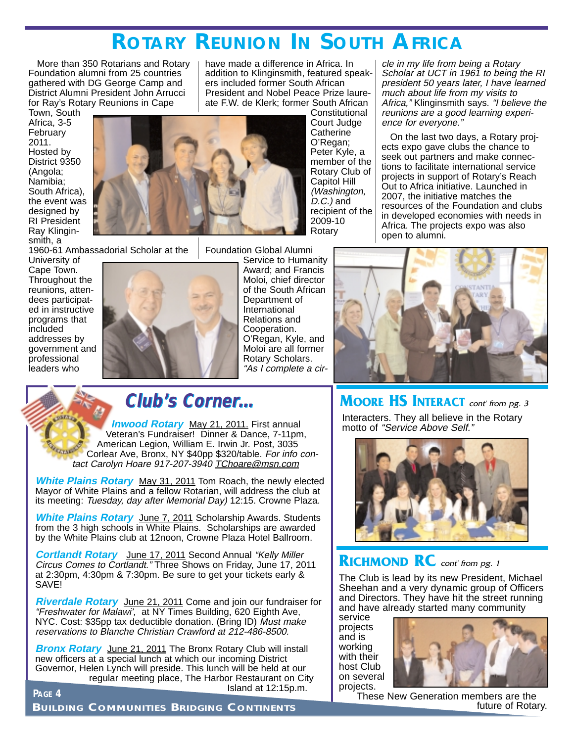# ROTARY REUNION IN SOUTH AFRICA

More than 350 Rotarians and Rotary Foundation alumni from 25 countries gathered with DG George Camp and District Alumni President John Arrucci for Ray's Rotary Reunions in Cape Town, South Africa, 3-5 February 2011. Hosted by District 9350 (Angola; Namibia; South Africa), the event was designed by RI President Ray Klinginsmith, a 1960-61 Ambassadorial Scholar at the University of Cape Town. Throughout the reunions, attendees participated in instructive programs that included addresses by government and professional leaders who have made a difference in Africa. In addition to Klinginsmith, featured speakers included former South African President and Nobel Peace Prize laureate F.W. de Klerk; former South African Constitutional Court Judge Catherine O'Regan; Peter Kyle, a member of the Rotary Club of Capitol Hill *(Washington, D.C.)* and recipient of the 2009-10 Rotary Foundation Global Alumni Service to Humanity Award; and Francis Moloi, chief director of the South African Department of International Relations and Cooperation. O'Regan, Kyle, and Moloi are all former Rotary Scholars. *"As I complete a circle in my life from being a Rotary Scholar at UCT in 1961 to being the RI president 50 years later, I have learned much about life from my visits to Africa,"* Klinginsmith says. *"I believe the reunions are a good learning experience for everyone."*

On the last two days, a Rotary projects expo gave clubs the chance to seek out partners and make connections to facilitate international service projects in support of Rotary's Reach Out to Africa initiative. Launched in 2007, the initiative matches the resources of the Foundation and clubs in developed economies with needs in Africa. The projects expo was also open to alumni.

## Club's Corner...

***Inwood Rotary*** May 21, 2011. First annual Veteran's Fundraiser! Dinner & Dance, 7-11pm, American Legion, William E. Irwin Jr. Post, 3035 Corlear Ave, Bronx, NY $40pp $320/table. *For info contact Carolyn Hoare 917-207-3940 TChoare@msn.com*

***White Plains Rotary*** May 31, 2011 Tom Roach, the newly elected Mayor of White Plains and a fellow Rotarian, will address the club at its meeting: *Tuesday, day after Memorial Day)* 12:15. Crowne Plaza.

***White Plains Rotary*** June 7, 2011 Scholarship Awards. Students from the 3 high schools in White Plains. Scholarships are awarded by the White Plains club at 12noon, Crowne Plaza Hotel Ballroom.

***Cortlandt Rotary*** June 17, 2011 Second Annual *"Kelly Miller Circus Comes to Cortlandt."* Three Shows on Friday, June 17, 2011 at 2:30pm, 4:30pm & 7:30pm. Be sure to get your tickets early & SAVE!

***Riverdale Rotary*** June 21, 2011 Come and join our fundraiser for *"Freshwater for Malawi',* at NY Times Building, 620 Eighth Ave, NYC. Cost: $35pp tax deductible donation. (Bring ID) *Must make reservations to Blanche Christian Crawford at 212-486-8500.*

***Bronx Rotary*** June 21, 2011 The Bronx Rotary Club will install new officers at a special lunch at which our incoming District Governor, Helen Lynch will preside. This lunch will be held at our regular meeting place, The Harbor Restaurant on City Island at 12:15p.m.

## MOORE HS INTERACT *cont' from pg. 3*

Interacters. They all believe in the Rotary motto of *"Service Above Self."*

## RICHMOND RC *cont' from pg. 1*

The Club is lead by its new President, Michael Sheehan and a very dynamic group of Officers and Directors. They have hit the street running and have already started many community service projects and is working with their host Club on several projects.

These New Generation members are the future of Rotary.